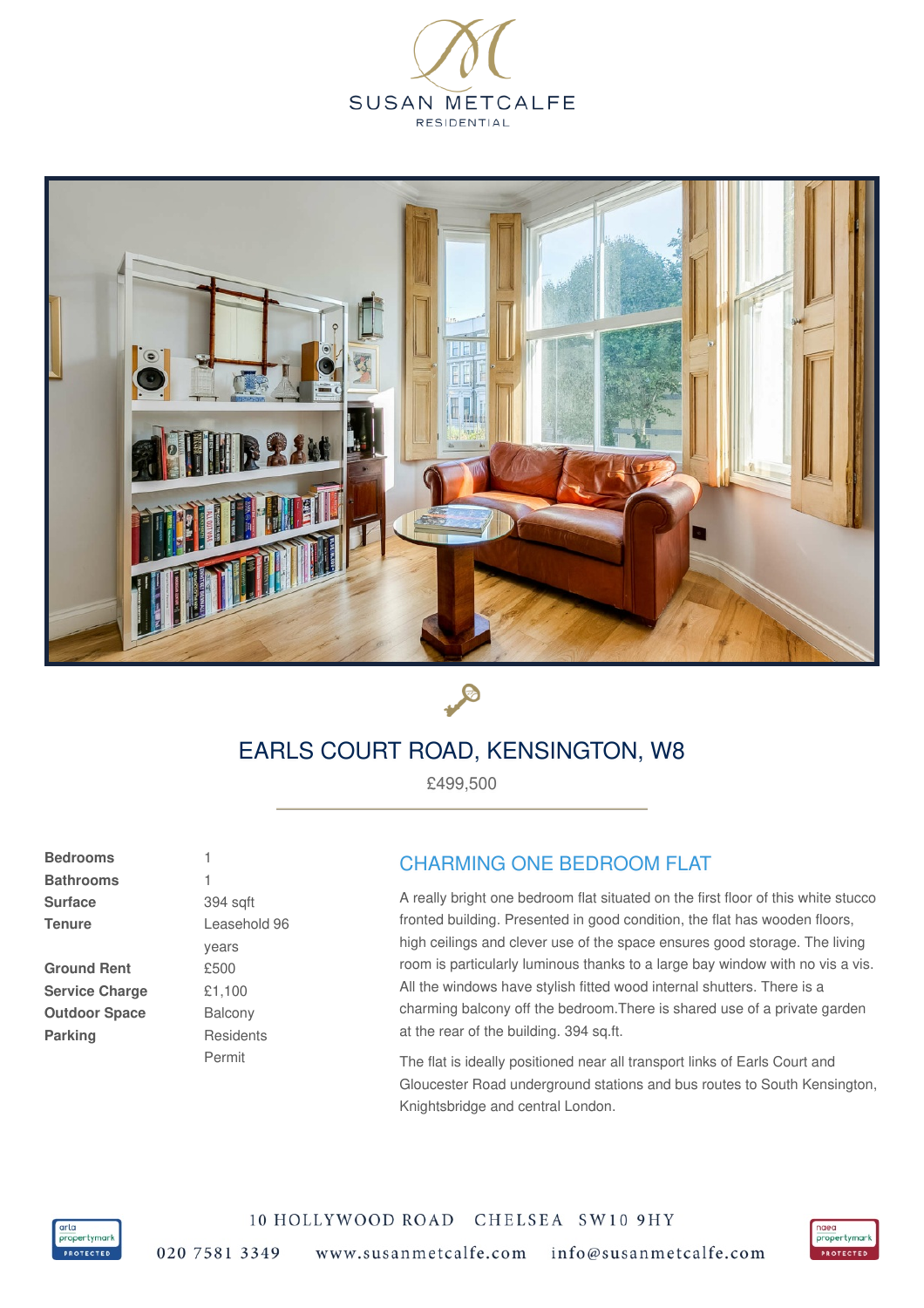SUSAN METCALFE

RESIDENTIAL

# EARLS COURT ROAD, KENSINGTON, W8

£499,500

| | |
|---|---|
| **Bedrooms** | 1 |
| **Bathrooms** | 1 |
| **Surface** | 394 sqft |
| **Tenure** | Leasehold 96 years |
| **Ground Rent** | £500 |
| **Service Charge** | £1,100 |
| **Outdoor Space** | Balcony |
| **Parking** | Residents Permit |

## CHARMING ONE BEDROOM FLAT

A really bright one bedroom flat situated on the first floor of this white stucco fronted building. Presented in good condition, the flat has wooden floors, high ceilings and clever use of the space ensures good storage. The living room is particularly luminous thanks to a large bay window with no vis a vis. All the windows have stylish fitted wood internal shutters. There is a charming balcony off the bedroom.There is shared use of a private garden at the rear of the building. 394 sq.ft.

The flat is ideally positioned near all transport links of Earls Court and Gloucester Road underground stations and bus routes to South Kensington, Knightsbridge and central London.

10 HOLLYWOOD ROAD CHELSEA SW10 9HY

020 7581 3349 www.susanmetcalfe.com info@susanmetcalfe.com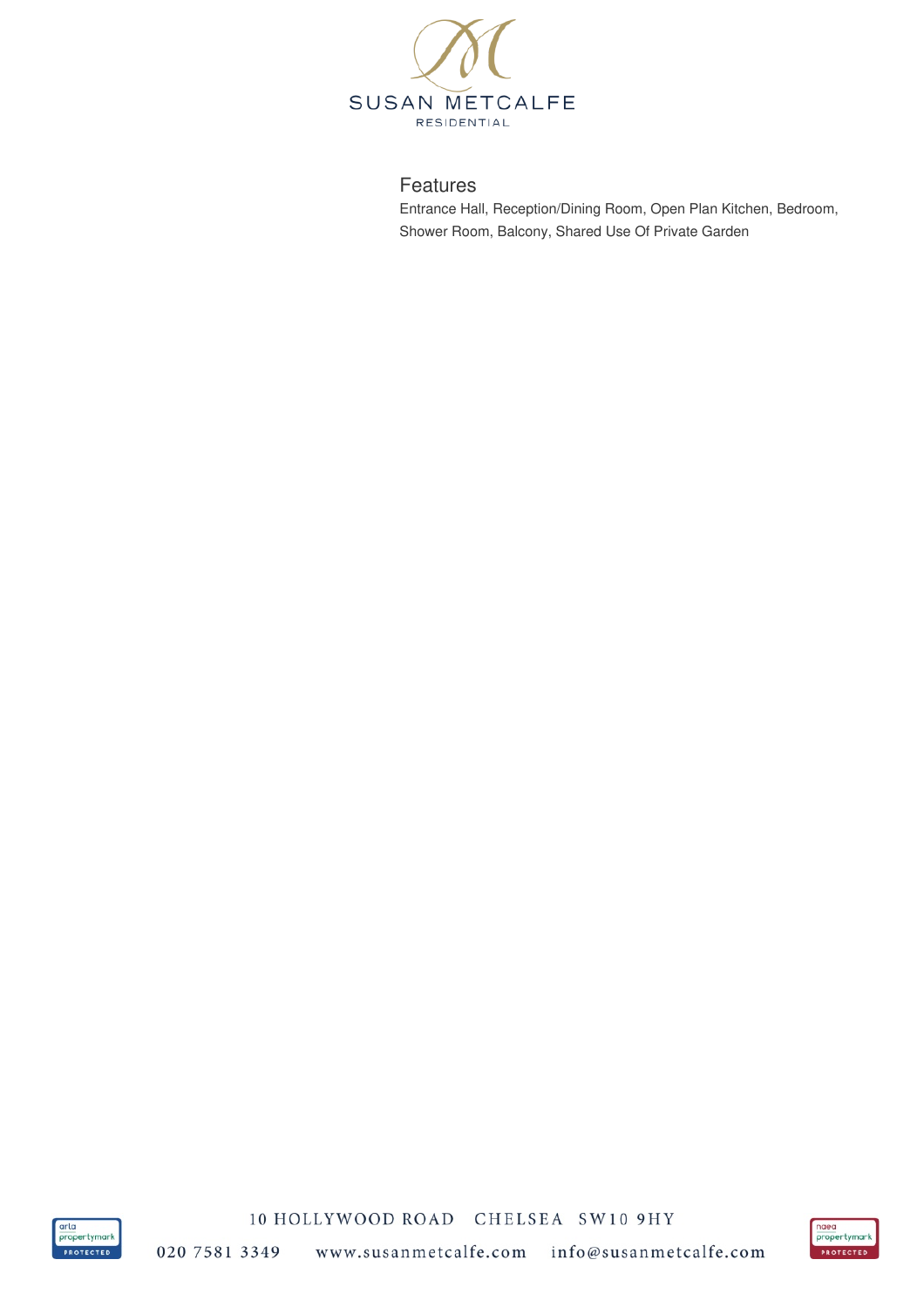## Features

Entrance Hall, Reception/Dining Room, Open Plan Kitchen, Bedroom, Shower Room, Balcony, Shared Use Of Private Garden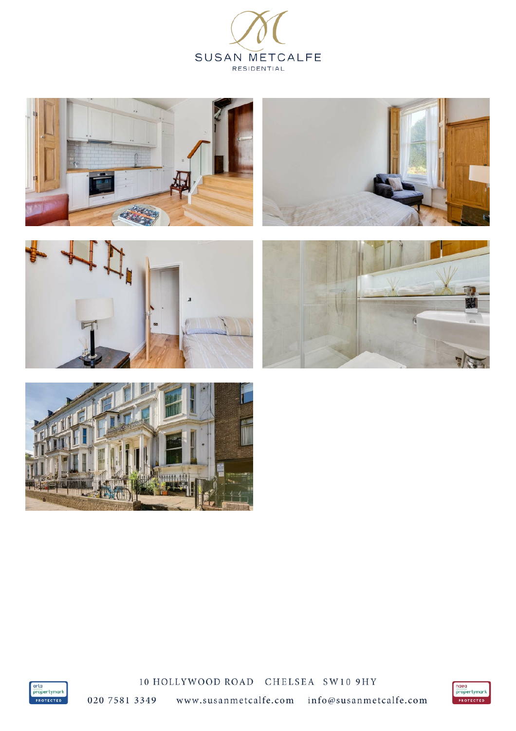SUSAN METCALFE

RESIDENTIAL

10 HOLLYWOOD ROAD CHELSEA SW10 9HY

020 7581 3349 www.susanmetcalfe.com info@susanmetcalfe.com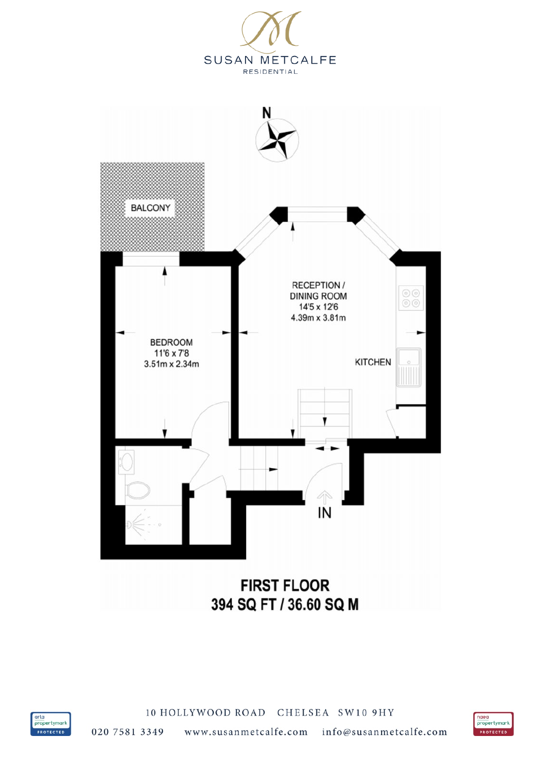SUSAN METCALFE
RESIDENTIAL

N

BALCONY

RECEPTION / DINING ROOM
14'5 x 12'6
4.39m x 3.81m

BEDROOM
11'6 x 7'8
3.51m x 2.34m

KITCHEN

IN

**FIRST FLOOR**
**394 SQ FT / 36.60 SQ M**

10 HOLLYWOOD ROAD CHELSEA SW10 9HY

020 7581 3349 www.susanmetcalfe.com info@susanmetcalfe.com

arla propertymark PROTECTED

naea propertymark PROTECTED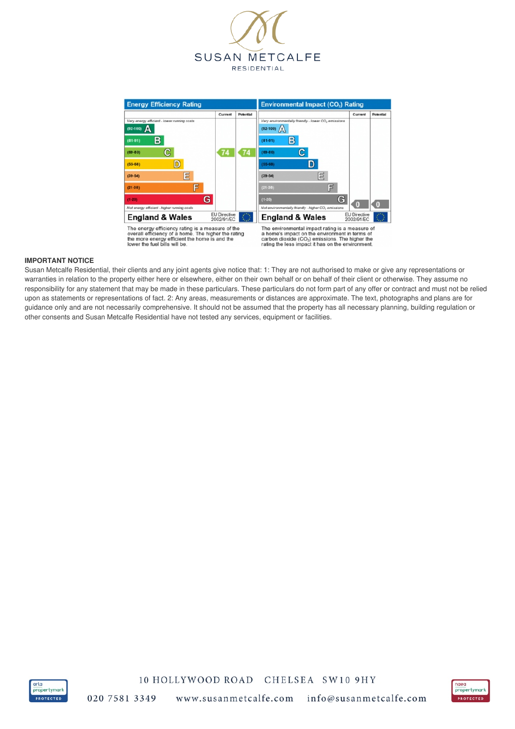SUSAN METCALFE

RESIDENTIAL

Energy Efficiency Rating

Current
Potential

Very energy efficient - lower running costs

(92-100) A
(81-91) B
(69-80) C
(55-68) D
(39-54) E
(21-38) F
(1-20) G

Not energy efficient - higher running costs

74
74

England & Wales
EU Directive 2002/91/EC

The energy efficiency rating is a measure of the overall efficiency of a home. The higher the rating the more energy efficient the home is and the lower the fuel bills will be.

Environmental Impact ($CO_2$) Rating

Current
Potential

Very environmentally friendly - lower $CO_2$ emissions

(92-100) A
(81-91) B
(69-80) C
(55-68) D
(39-54) E
(21-38) F
(1-20) G

Not environmentally friendly - higher $CO_2$ emissions

0
0

England & Wales
EU Directive 2002/91/EC

The environmental impact rating is a measure of a home's impact on the environment in terms of carbon dioxide ($CO_2$) emissions. The higher the rating the less impact it has on the environment.

**IMPORTANT NOTICE**

Susan Metcalfe Residential, their clients and any joint agents give notice that: 1: They are not authorised to make or give any representations or warranties in relation to the property either here or elsewhere, either on their own behalf or on behalf of their client or otherwise. They assume no responsibility for any statement that may be made in these particulars. These particulars do not form part of any offer or contract and must not be relied upon as statements or representations of fact. 2: Any areas, measurements or distances are approximate. The text, photographs and plans are for guidance only and are not necessarily comprehensive. It should not be assumed that the property has all necessary planning, building regulation or other consents and Susan Metcalfe Residential have not tested any services, equipment or facilities.

arla propertymark PROTECTED

10 HOLLYWOOD ROAD CHELSEA SW10 9HY

020 7581 3349 www.susanmetcalfe.com info@susanmetcalfe.com

naea propertymark PROTECTED